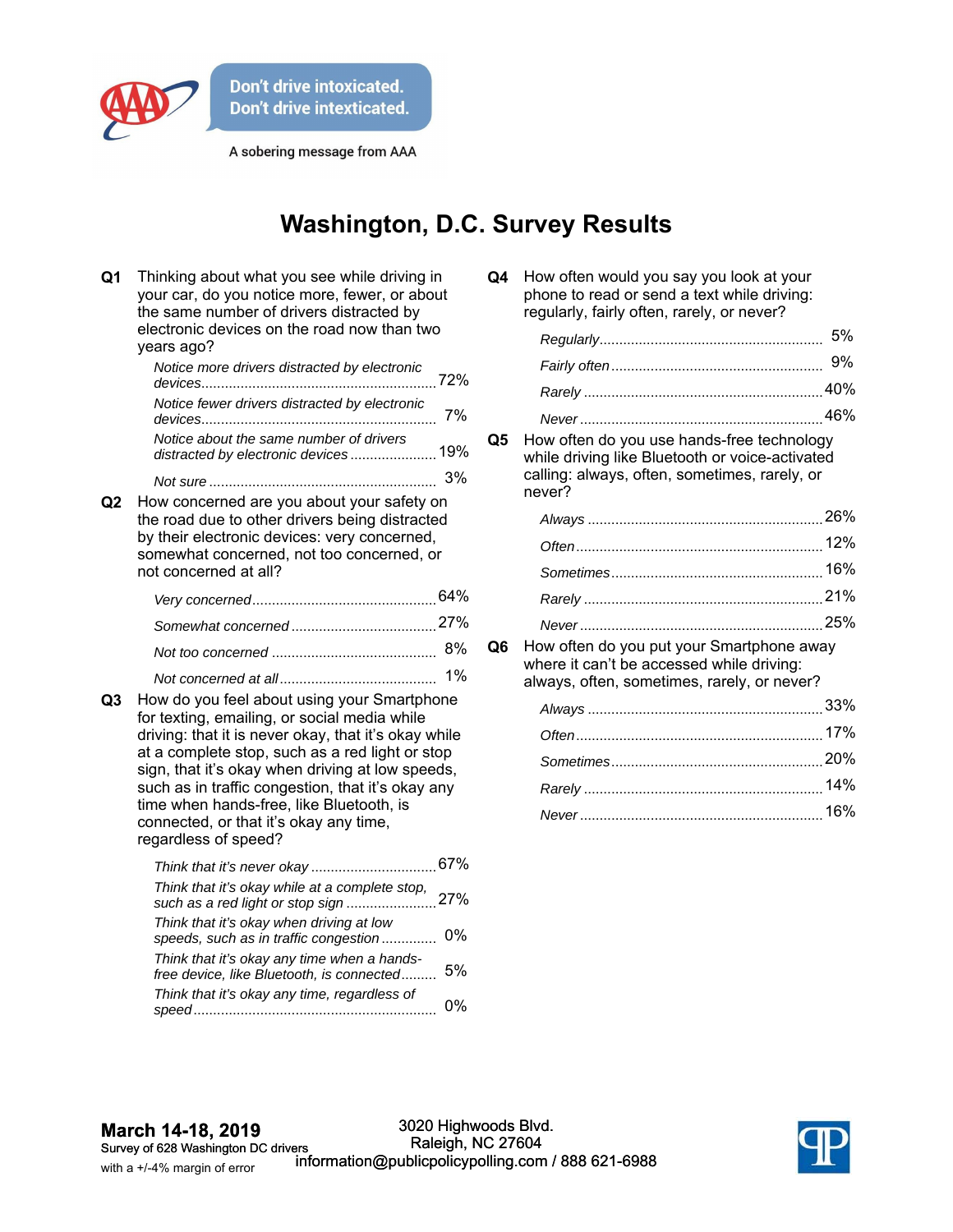Don't drive intoxicated.
Don't drive intexticated.

A sobering message from AAA

# Washington, D.C. Survey Results

**Q1** Thinking about what you see while driving in your car, do you notice more, fewer, or about the same number of drivers distracted by electronic devices on the road now than two years ago?

| | |
|---|---|
| *Notice more drivers distracted by electronic devices* | 72% |
| *Notice fewer drivers distracted by electronic devices* | 7% |
| *Notice about the same number of drivers distracted by electronic devices* | 19% |
| *Not sure* | 3% |

**Q2** How concerned are you about your safety on the road due to other drivers being distracted by their electronic devices: very concerned, somewhat concerned, not too concerned, or not concerned at all?

| | |
|---|---|
| *Very concerned* | 64% |
| *Somewhat concerned* | 27% |
| *Not too concerned* | 8% |
| *Not concerned at all* | 1% |

**Q3** How do you feel about using your Smartphone for texting, emailing, or social media while driving: that it is never okay, that it's okay while at a complete stop, such as a red light or stop sign, that it's okay when driving at low speeds, such as in traffic congestion, that it's okay any time when hands-free, like Bluetooth, is connected, or that it's okay any time, regardless of speed?

| | |
|---|---|
| *Think that it's never okay* | 67% |
| *Think that it's okay while at a complete stop, such as a red light or stop sign* | 27% |
| *Think that it's okay when driving at low speeds, such as in traffic congestion* | 0% |
| *Think that it's okay any time when a hands-free device, like Bluetooth, is connected* | 5% |
| *Think that it's okay any time, regardless of speed* | 0% |

**Q4** How often would you say you look at your phone to read or send a text while driving: regularly, fairly often, rarely, or never?

| | |
|---|---|
| *Regularly* | 5% |
| *Fairly often* | 9% |
| *Rarely* | 40% |
| *Never* | 46% |

**Q5** How often do you use hands-free technology while driving like Bluetooth or voice-activated calling: always, often, sometimes, rarely, or never?

| | |
|---|---|
| *Always* | 26% |
| *Often* | 12% |
| *Sometimes* | 16% |
| *Rarely* | 21% |
| *Never* | 25% |

**Q6** How often do you put your Smartphone away where it can't be accessed while driving: always, often, sometimes, rarely, or never?

| | |
|---|---|
| *Always* | 33% |
| *Often* | 17% |
| *Sometimes* | 20% |
| *Rarely* | 14% |
| *Never* | 16% |

**March 14-18, 2019**
Survey of 628 Washington DC drivers
with a +/-4% margin of error

3020 Highwoods Blvd.
Raleigh, NC 27604
information@publicpolicypolling.com / 888 621-6988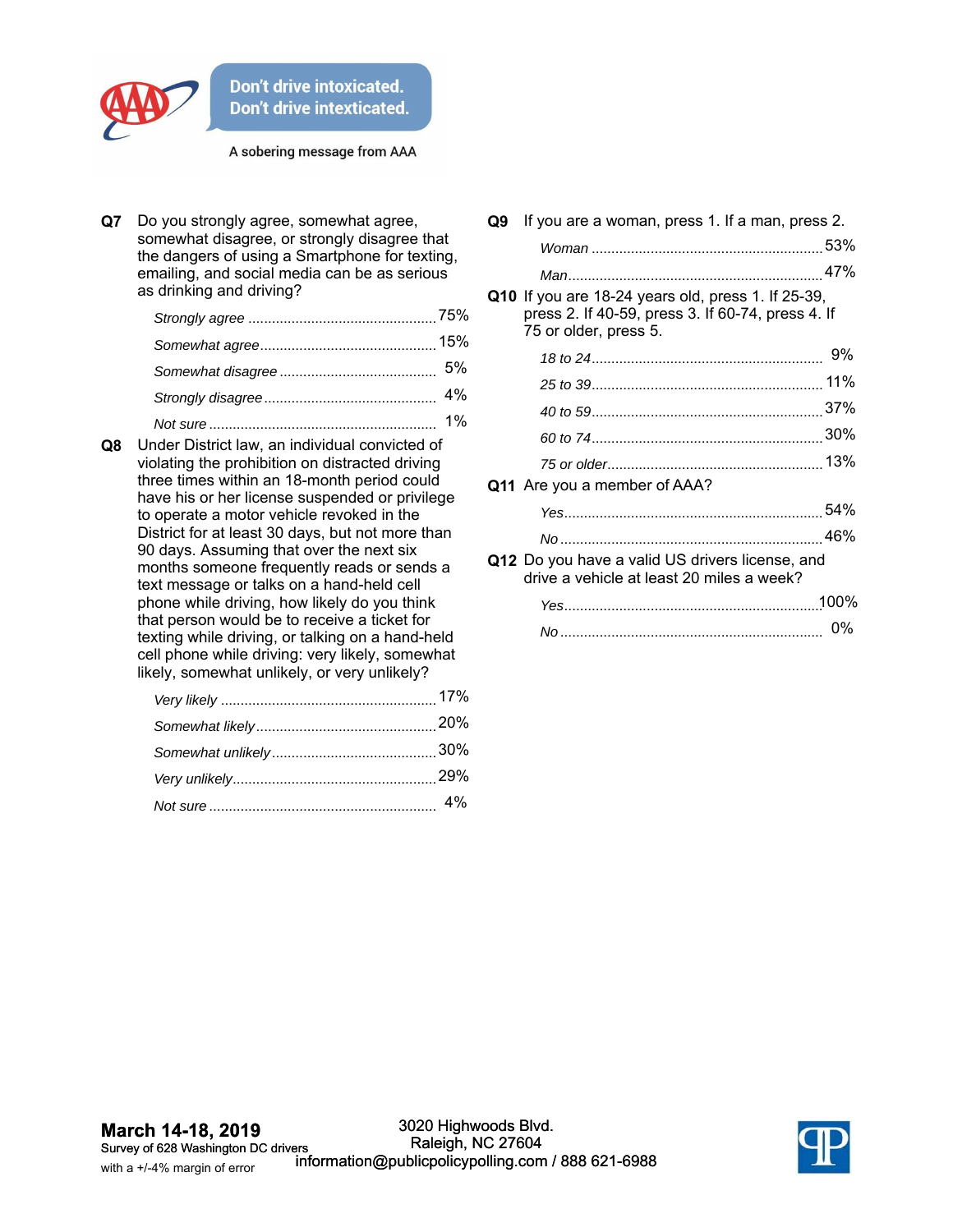Don't drive intoxicated.
Don't drive intexticated.

A sobering message from AAA

**Q7** Do you strongly agree, somewhat agree, somewhat disagree, or strongly disagree that the dangers of using a Smartphone for texting, emailing, and social media can be as serious as drinking and driving?

| | |
|---|---|
| *Strongly agree* | 75% |
| *Somewhat agree* | 15% |
| *Somewhat disagree* | 5% |
| *Strongly disagree* | 4% |
| *Not sure* | 1% |

**Q8** Under District law, an individual convicted of violating the prohibition on distracted driving three times within an 18-month period could have his or her license suspended or privilege to operate a motor vehicle revoked in the District for at least 30 days, but not more than 90 days. Assuming that over the next six months someone frequently reads or sends a text message or talks on a hand-held cell phone while driving, how likely do you think that person would be to receive a ticket for texting while driving, or talking on a hand-held cell phone while driving: very likely, somewhat likely, somewhat unlikely, or very unlikely?

| | |
|---|---|
| *Very likely* | 17% |
| *Somewhat likely* | 20% |
| *Somewhat unlikely* | 30% |
| *Very unlikely* | 29% |
| *Not sure* | 4% |

**Q9** If you are a woman, press 1. If a man, press 2.

| | |
|---|---|
| *Woman* | 53% |
| *Man* | 47% |

**Q10** If you are 18-24 years old, press 1. If 25-39, press 2. If 40-59, press 3. If 60-74, press 4. If 75 or older, press 5.

| | |
|---|---|
| *18 to 24* | 9% |
| *25 to 39* | 11% |
| *40 to 59* | 37% |
| *60 to 74* | 30% |
| *75 or older* | 13% |

**Q11** Are you a member of AAA?

| | |
|---|---|
| *Yes* | 54% |
| *No* | 46% |

**Q12** Do you have a valid US drivers license, and drive a vehicle at least 20 miles a week?

| | |
|---|---|
| *Yes* | 100% |
| *No* | 0% |

**March 14-18, 2019**
Survey of 628 Washington DC drivers
with a +/-4% margin of error

3020 Highwoods Blvd.
Raleigh, NC 27604
information@publicpolicypolling.com / 888 621-6988